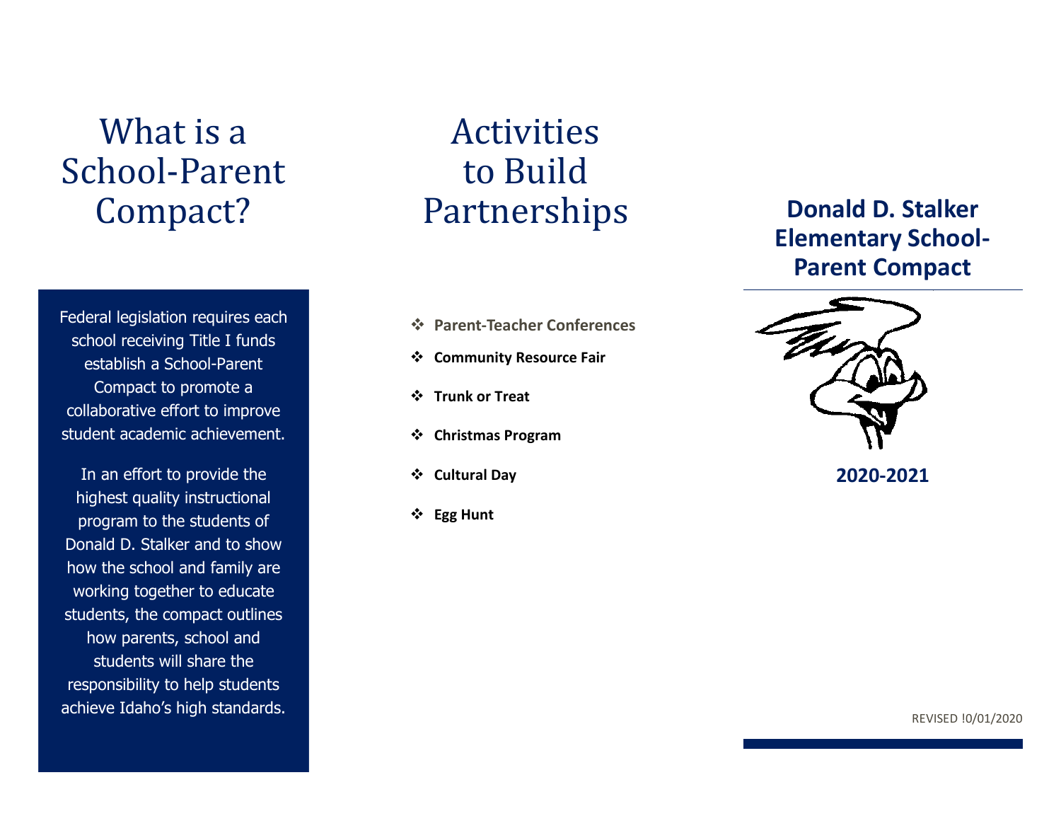# What is a School-Parent Compact?

Federal legislation requires each school receiving Title I funds establish a School-Parent Compact to promote a collaborative effort to improve student academic achievement.

In an effort to provide the highest quality instructional program to the students of Donald D. Stalker and to show how the school and family are working together to educate students, the compact outlines how parents, school and students will share the responsibility to help students achieve Idaho's high standards.

# Activities to Build Partnerships

- **Parent-Teacher Conferences**
- **Community Resource Fair**
- **Trunk or Treat**
- **Christmas Program**
- **Cultural Day**
- **Egg Hunt**

# Donald D. Stalker Elementary School-Parent Compact

**2020-2021**

REVISED !0/01/2020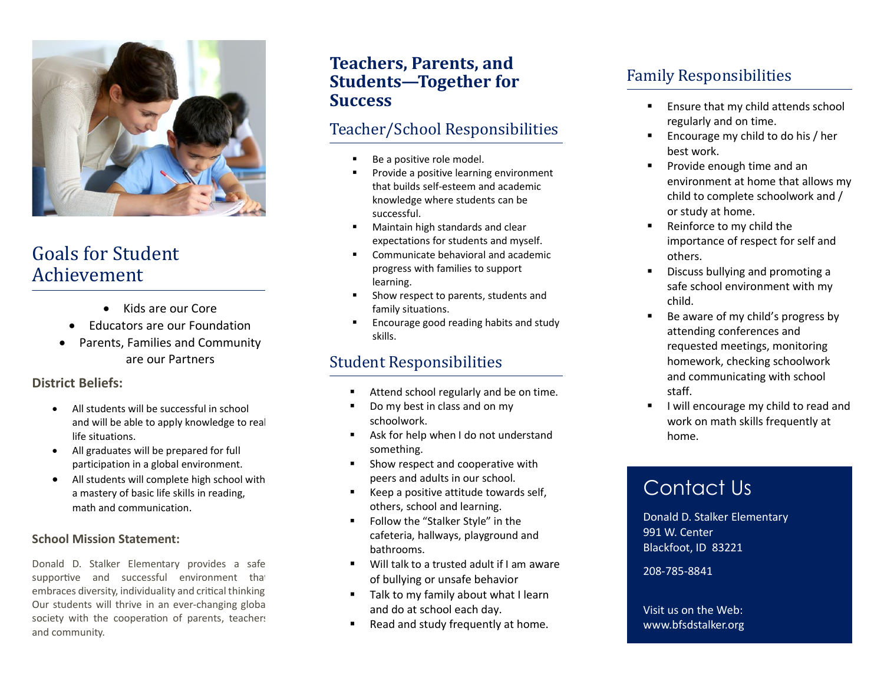## Goals for Student Achievement

- Kids are our Core
- Educators are our Foundation
- Parents, Families and Community are our Partners

**District Beliefs:**

- All students will be successful in school and will be able to apply knowledge to real life situations.
- All graduates will be prepared for full participation in a global environment.
- All students will complete high school with a mastery of basic life skills in reading, math and communication.

**School Mission Statement:**

Donald D. Stalker Elementary provides a safe supportive and successful environment that embraces diversity, individuality and critical thinking. Our students will thrive in an ever-changing global society with the cooperation of parents, teachers and community.

# Teachers, Parents, and Students—Together for Success

## Teacher/School Responsibilities

- Be a positive role model.
- Provide a positive learning environment that builds self-esteem and academic knowledge where students can be successful.
- Maintain high standards and clear expectations for students and myself.
- Communicate behavioral and academic progress with families to support learning.
- Show respect to parents, students and family situations.
- Encourage good reading habits and study skills.

## Student Responsibilities

- Attend school regularly and be on time.
- Do my best in class and on my schoolwork.
- Ask for help when I do not understand something.
- Show respect and cooperative with peers and adults in our school.
- Keep a positive attitude towards self, others, school and learning.
- Follow the "Stalker Style" in the cafeteria, hallways, playground and bathrooms.
- Will talk to a trusted adult if I am aware of bullying or unsafe behavior
- Talk to my family about what I learn and do at school each day.
- Read and study frequently at home.

## Family Responsibilities

- Ensure that my child attends school regularly and on time.
- Encourage my child to do his / her best work.
- Provide enough time and an environment at home that allows my child to complete schoolwork and / or study at home.
- Reinforce to my child the importance of respect for self and others.
- Discuss bullying and promoting a safe school environment with my child.
- Be aware of my child's progress by attending conferences and requested meetings, monitoring homework, checking schoolwork and communicating with school staff.
- I will encourage my child to read and work on math skills frequently at home.

## Contact Us

Donald D. Stalker Elementary
991 W. Center
Blackfoot, ID 83221

208-785-8841

Visit us on the Web:
www.bfsdstalker.org